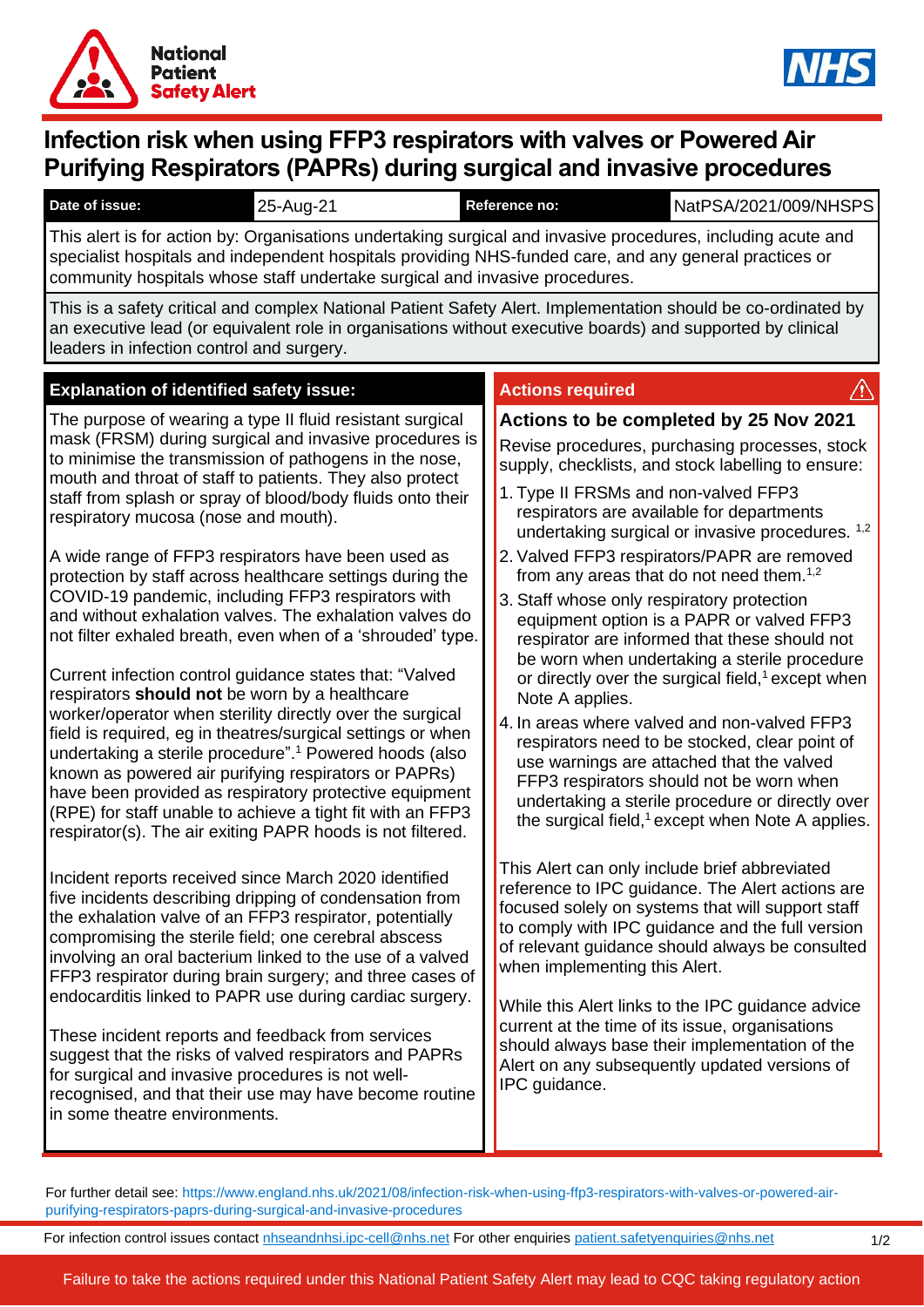National Patient Safety Alert

NHS

# Infection risk when using FFP3 respirators with valves or Powered Air Purifying Respirators (PAPRs) during surgical and invasive procedures

| **Date of issue:** | 25-Aug-21 | **Reference no:** | NatPSA/2021/009/NHSPS |
|---|---|---|---|

This alert is for action by: Organisations undertaking surgical and invasive procedures, including acute and specialist hospitals and independent hospitals providing NHS-funded care, and any general practices or community hospitals whose staff undertake surgical and invasive procedures.

This is a safety critical and complex National Patient Safety Alert. Implementation should be co-ordinated by an executive lead (or equivalent role in organisations without executive boards) and supported by clinical leaders in infection control and surgery.

## Explanation of identified safety issue:

The purpose of wearing a type II fluid resistant surgical mask (FRSM) during surgical and invasive procedures is to minimise the transmission of pathogens in the nose, mouth and throat of staff to patients. They also protect staff from splash or spray of blood/body fluids onto their respiratory mucosa (nose and mouth).

A wide range of FFP3 respirators have been used as protection by staff across healthcare settings during the COVID-19 pandemic, including FFP3 respirators with and without exhalation valves. The exhalation valves do not filter exhaled breath, even when of a 'shrouded' type.

Current infection control guidance states that: "Valved respirators **should not** be worn by a healthcare worker/operator when sterility directly over the surgical field is required, eg in theatres/surgical settings or when undertaking a sterile procedure".[1] Powered hoods (also known as powered air purifying respirators or PAPRs) have been provided as respiratory protective equipment (RPE) for staff unable to achieve a tight fit with an FFP3 respirator(s). The air exiting PAPR hoods is not filtered.

Incident reports received since March 2020 identified five incidents describing dripping of condensation from the exhalation valve of an FFP3 respirator, potentially compromising the sterile field; one cerebral abscess involving an oral bacterium linked to the use of a valved FFP3 respirator during brain surgery; and three cases of endocarditis linked to PAPR use during cardiac surgery.

These incident reports and feedback from services suggest that the risks of valved respirators and PAPRs for surgical and invasive procedures is not well-recognised, and that their use may have become routine in some theatre environments.

## Actions required

### Actions to be completed by 25 Nov 2021

Revise procedures, purchasing processes, stock supply, checklists, and stock labelling to ensure:

1. Type II FRSMs and non-valved FFP3 respirators are available for departments undertaking surgical or invasive procedures.[1,2]
2. Valved FFP3 respirators/PAPR are removed from any areas that do not need them.[1,2]
3. Staff whose only respiratory protection equipment option is a PAPR or valved FFP3 respirator are informed that these should not be worn when undertaking a sterile procedure or directly over the surgical field,[1] except when Note A applies.
4. In areas where valved and non-valved FFP3 respirators need to be stocked, clear point of use warnings are attached that the valved FFP3 respirators should not be worn when undertaking a sterile procedure or directly over the surgical field,[1] except when Note A applies.

This Alert can only include brief abbreviated reference to IPC guidance. The Alert actions are focused solely on systems that will support staff to comply with IPC guidance and the full version of relevant guidance should always be consulted when implementing this Alert.

While this Alert links to the IPC guidance advice current at the time of its issue, organisations should always base their implementation of the Alert on any subsequently updated versions of IPC guidance.

For further detail see: https://www.england.nhs.uk/2021/08/infection-risk-when-using-ffp3-respirators-with-valves-or-powered-air-purifying-respirators-paprs-during-surgical-and-invasive-procedures

For infection control issues contact nhseandnhsi.ipc-cell@nhs.net For other enquiries patient.safetyenquiries@nhs.net

Failure to take the actions required under this National Patient Safety Alert may lead to CQC taking regulatory action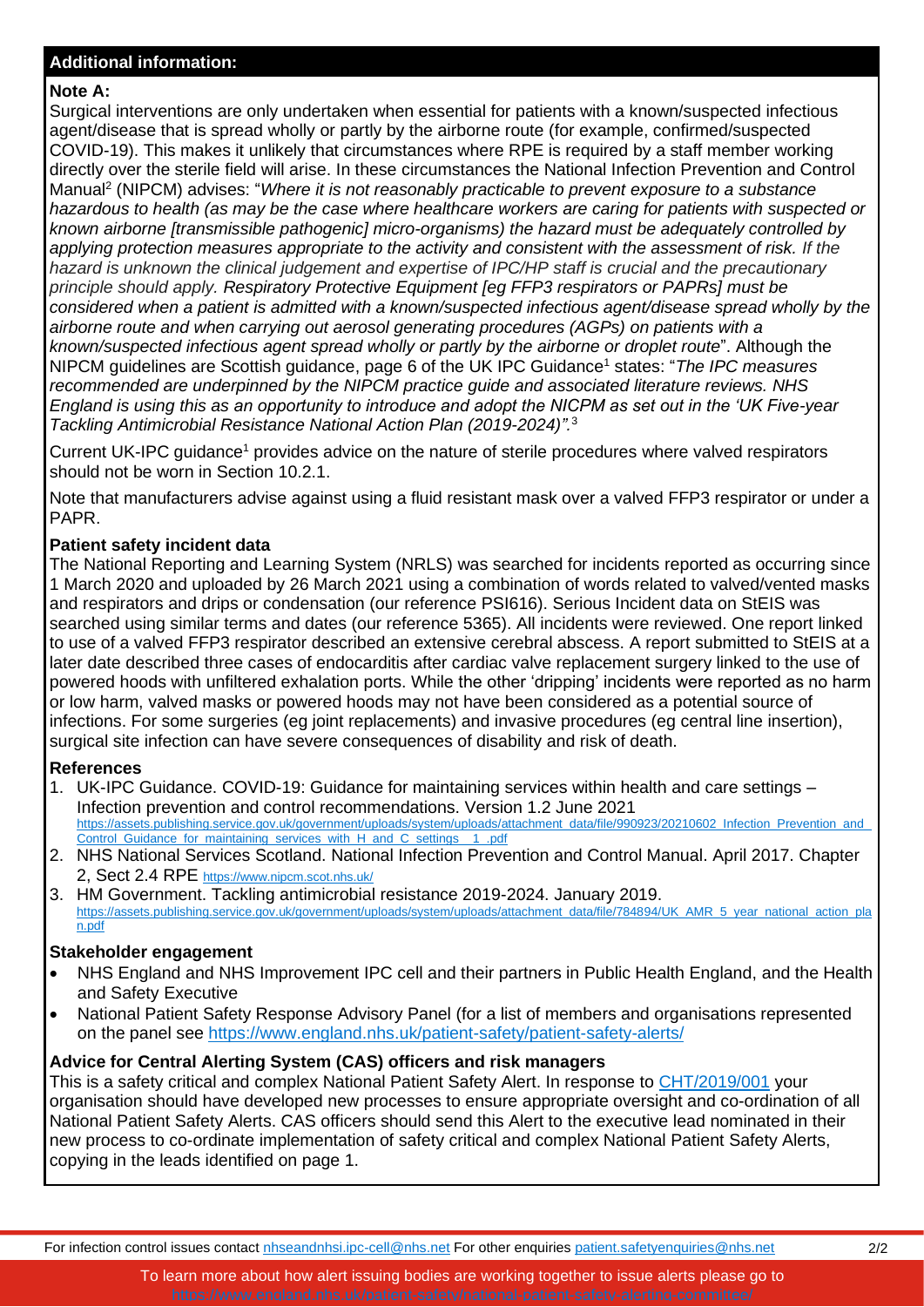## Additional information:

### Note A:

Surgical interventions are only undertaken when essential for patients with a known/suspected infectious agent/disease that is spread wholly or partly by the airborne route (for example, confirmed/suspected COVID-19). This makes it unlikely that circumstances where RPE is required by a staff member working directly over the sterile field will arise. In these circumstances the National Infection Prevention and Control Manual[2] (NIPCM) advises: "*Where it is not reasonably practicable to prevent exposure to a substance hazardous to health (as may be the case where healthcare workers are caring for patients with suspected or known airborne [transmissible pathogenic] micro-organisms) the hazard must be adequately controlled by applying protection measures appropriate to the activity and consistent with the assessment of risk. If the hazard is unknown the clinical judgement and expertise of IPC/HP staff is crucial and the precautionary principle should apply. Respiratory Protective Equipment [eg FFP3 respirators or PAPRs] must be considered when a patient is admitted with a known/suspected infectious agent/disease spread wholly by the airborne route and when carrying out aerosol generating procedures (AGPs) on patients with a known/suspected infectious agent spread wholly or partly by the airborne or droplet route*". Although the NIPCM guidelines are Scottish guidance, page 6 of the UK IPC Guidance[1] states: "*The IPC measures recommended are underpinned by the NIPCM practice guide and associated literature reviews. NHS England is using this as an opportunity to introduce and adopt the NICPM as set out in the 'UK Five-year Tackling Antimicrobial Resistance National Action Plan (2019-2024)".*[3]

Current UK-IPC guidance[1] provides advice on the nature of sterile procedures where valved respirators should not be worn in Section 10.2.1.

Note that manufacturers advise against using a fluid resistant mask over a valved FFP3 respirator or under a PAPR.

### Patient safety incident data

The National Reporting and Learning System (NRLS) was searched for incidents reported as occurring since 1 March 2020 and uploaded by 26 March 2021 using a combination of words related to valved/vented masks and respirators and drips or condensation (our reference PSI616). Serious Incident data on StEIS was searched using similar terms and dates (our reference 5365). All incidents were reviewed. One report linked to use of a valved FFP3 respirator described an extensive cerebral abscess. A report submitted to StEIS at a later date described three cases of endocarditis after cardiac valve replacement surgery linked to the use of powered hoods with unfiltered exhalation ports. While the other 'dripping' incidents were reported as no harm or low harm, valved masks or powered hoods may not have been considered as a potential source of infections. For some surgeries (eg joint replacements) and invasive procedures (eg central line insertion), surgical site infection can have severe consequences of disability and risk of death.

### References

1. UK-IPC Guidance. COVID-19: Guidance for maintaining services within health and care settings – Infection prevention and control recommendations. Version 1.2 June 2021 https://assets.publishing.service.gov.uk/government/uploads/system/uploads/attachment_data/file/990923/20210602_Infection_Prevention_and_Control_Guidance_for_maintaining_services_with_H_and_C_settings__1_.pdf
2. NHS National Services Scotland. National Infection Prevention and Control Manual. April 2017. Chapter 2, Sect 2.4 RPE https://www.nipcm.scot.nhs.uk/
3. HM Government. Tackling antimicrobial resistance 2019-2024. January 2019. https://assets.publishing.service.gov.uk/government/uploads/system/uploads/attachment_data/file/784894/UK_AMR_5_year_national_action_plan.pdf

### Stakeholder engagement

- NHS England and NHS Improvement IPC cell and their partners in Public Health England, and the Health and Safety Executive
- National Patient Safety Response Advisory Panel (for a list of members and organisations represented on the panel see https://www.england.nhs.uk/patient-safety/patient-safety-alerts/

### Advice for Central Alerting System (CAS) officers and risk managers

This is a safety critical and complex National Patient Safety Alert. In response to CHT/2019/001 your organisation should have developed new processes to ensure appropriate oversight and co-ordination of all National Patient Safety Alerts. CAS officers should send this Alert to the executive lead nominated in their new process to co-ordinate implementation of safety critical and complex National Patient Safety Alerts, copying in the leads identified on page 1.

For infection control issues contact nhseandnhsi.ipc-cell@nhs.net For other enquiries patient.safetyenquiries@nhs.net

To learn more about how alert issuing bodies are working together to issue alerts please go to https://www.england.nhs.uk/patient-safety/national-patient-safety-alerting-committee/